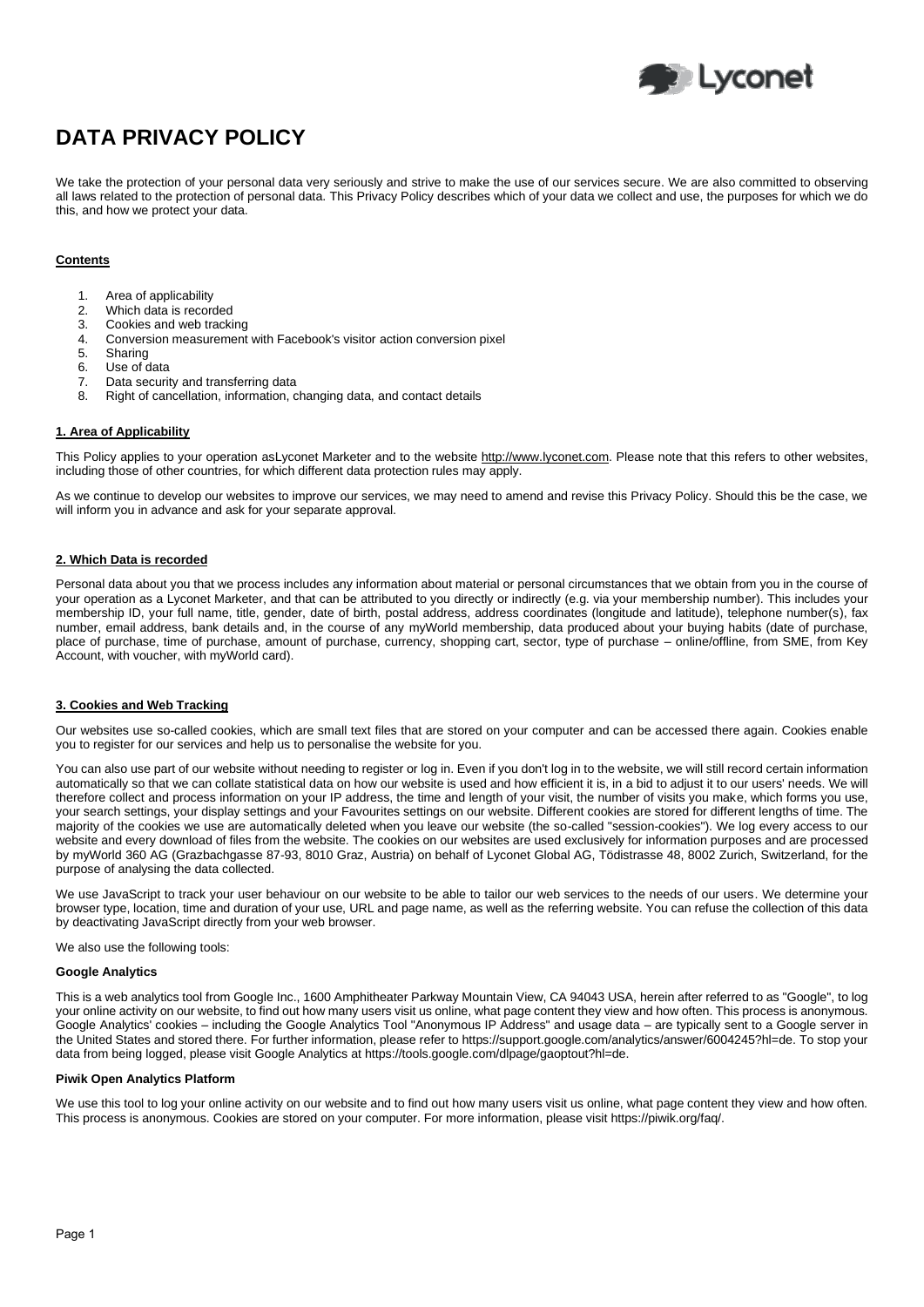# DATA PRIVACY POLICY

We take the protection of your personal data very seriously and strive to make the use of our services secure. We are also committed to observing all laws related to the protection of personal data. This Privacy Policy describes which of your data we collect and use, the purposes for which we do this, and how we protect your data.

**Contents**

1. Area of applicability
2. Which data is recorded
3. Cookies and web tracking
4. Conversion measurement with Facebook's visitor action conversion pixel
5. Sharing
6. Use of data
7. Data security and transferring data
8. Right of cancellation, information, changing data, and contact details

**1. Area of Applicability**

This Policy applies to your operation asLyconet Marketer and to the website http://www.lyconet.com. Please note that this refers to other websites, including those of other countries, for which different data protection rules may apply.

As we continue to develop our websites to improve our services, we may need to amend and revise this Privacy Policy. Should this be the case, we will inform you in advance and ask for your separate approval.

**2. Which Data is recorded**

Personal data about you that we process includes any information about material or personal circumstances that we obtain from you in the course of your operation as a Lyconet Marketer, and that can be attributed to you directly or indirectly (e.g. via your membership number). This includes your membership ID, your full name, title, gender, date of birth, postal address, address coordinates (longitude and latitude), telephone number(s), fax number, email address, bank details and, in the course of any myWorld membership, data produced about your buying habits (date of purchase, place of purchase, time of purchase, amount of purchase, currency, shopping cart, sector, type of purchase – online/offline, from SME, from Key Account, with voucher, with myWorld card).

**3. Cookies and Web Tracking**

Our websites use so-called cookies, which are small text files that are stored on your computer and can be accessed there again. Cookies enable you to register for our services and help us to personalise the website for you.

You can also use part of our website without needing to register or log in. Even if you don't log in to the website, we will still record certain information automatically so that we can collate statistical data on how our website is used and how efficient it is, in a bid to adjust it to our users' needs. We will therefore collect and process information on your IP address, the time and length of your visit, the number of visits you make, which forms you use, your search settings, your display settings and your Favourites settings on our website. Different cookies are stored for different lengths of time. The majority of the cookies we use are automatically deleted when you leave our website (the so-called "session-cookies"). We log every access to our website and every download of files from the website. The cookies on our websites are used exclusively for information purposes and are processed by myWorld 360 AG (Grazbachgasse 87-93, 8010 Graz, Austria) on behalf of Lyconet Global AG, Tödistrasse 48, 8002 Zurich, Switzerland, for the purpose of analysing the data collected.

We use JavaScript to track your user behaviour on our website to be able to tailor our web services to the needs of our users. We determine your browser type, location, time and duration of your use, URL and page name, as well as the referring website. You can refuse the collection of this data by deactivating JavaScript directly from your web browser.

We also use the following tools:

**Google Analytics**

This is a web analytics tool from Google Inc., 1600 Amphitheater Parkway Mountain View, CA 94043 USA, herein after referred to as "Google", to log your online activity on our website, to find out how many users visit us online, what page content they view and how often. This process is anonymous. Google Analytics' cookies – including the Google Analytics Tool "Anonymous IP Address" and usage data – are typically sent to a Google server in the United States and stored there. For further information, please refer to https://support.google.com/analytics/answer/6004245?hl=de. To stop your data from being logged, please visit Google Analytics at https://tools.google.com/dlpage/gaoptout?hl=de.

**Piwik Open Analytics Platform**

We use this tool to log your online activity on our website and to find out how many users visit us online, what page content they view and how often. This process is anonymous. Cookies are stored on your computer. For more information, please visit https://piwik.org/faq/.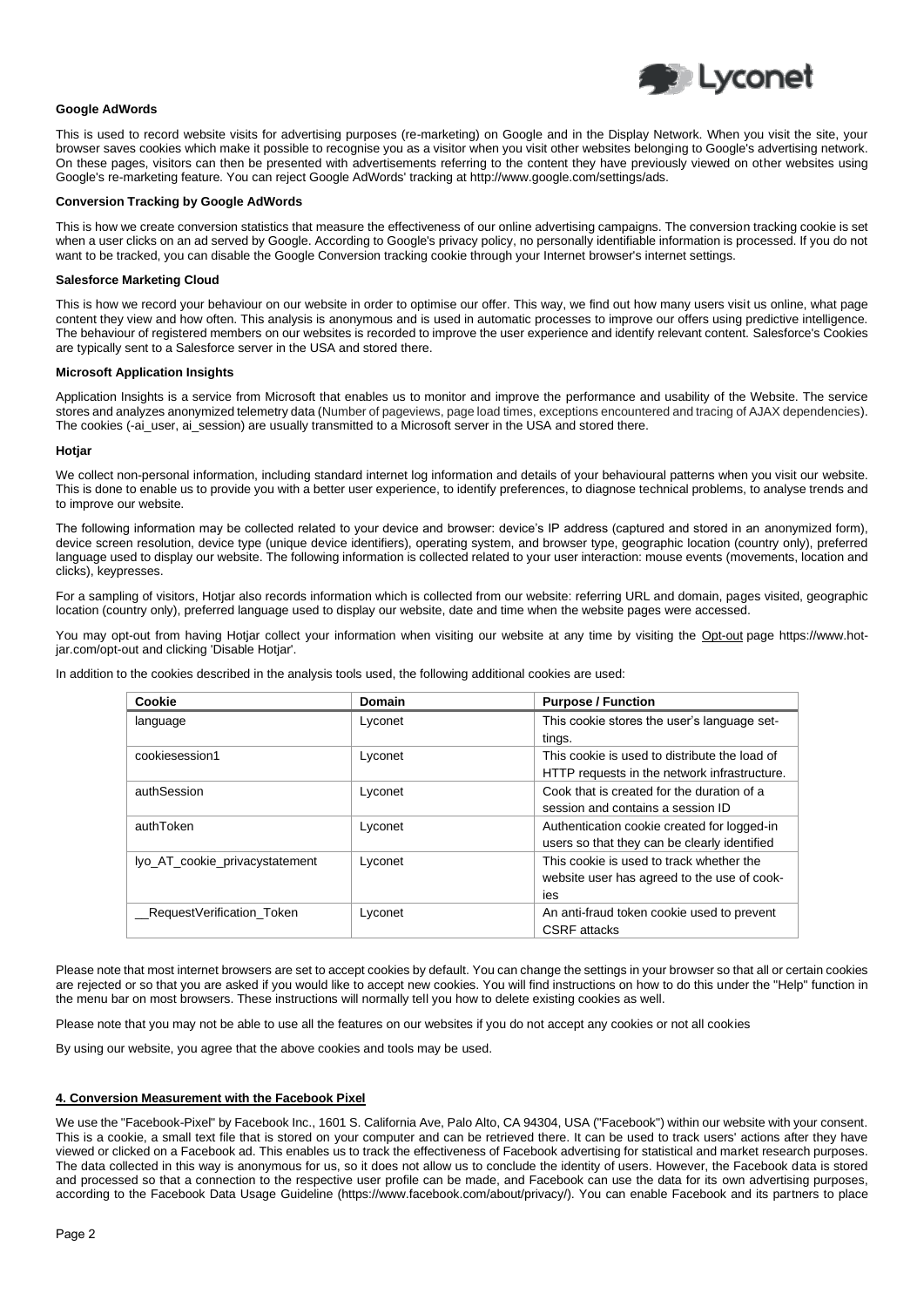**Google AdWords**

This is used to record website visits for advertising purposes (re-marketing) on Google and in the Display Network. When you visit the site, your browser saves cookies which make it possible to recognise you as a visitor when you visit other websites belonging to Google's advertising network. On these pages, visitors can then be presented with advertisements referring to the content they have previously viewed on other websites using Google's re-marketing feature. You can reject Google AdWords' tracking at http://www.google.com/settings/ads.

**Conversion Tracking by Google AdWords**

This is how we create conversion statistics that measure the effectiveness of our online advertising campaigns. The conversion tracking cookie is set when a user clicks on an ad served by Google. According to Google's privacy policy, no personally identifiable information is processed. If you do not want to be tracked, you can disable the Google Conversion tracking cookie through your Internet browser's internet settings.

**Salesforce Marketing Cloud**

This is how we record your behaviour on our website in order to optimise our offer. This way, we find out how many users visit us online, what page content they view and how often. This analysis is anonymous and is used in automatic processes to improve our offers using predictive intelligence. The behaviour of registered members on our websites is recorded to improve the user experience and identify relevant content. Salesforce's Cookies are typically sent to a Salesforce server in the USA and stored there.

**Microsoft Application Insights**

Application Insights is a service from Microsoft that enables us to monitor and improve the performance and usability of the Website. The service stores and analyzes anonymized telemetry data (Number of pageviews, page load times, exceptions encountered and tracing of AJAX dependencies). The cookies (-ai_user, ai_session) are usually transmitted to a Microsoft server in the USA and stored there.

**Hotjar**

We collect non-personal information, including standard internet log information and details of your behavioural patterns when you visit our website. This is done to enable us to provide you with a better user experience, to identify preferences, to diagnose technical problems, to analyse trends and to improve our website.

The following information may be collected related to your device and browser: device's IP address (captured and stored in an anonymized form), device screen resolution, device type (unique device identifiers), operating system, and browser type, geographic location (country only), preferred language used to display our website. The following information is collected related to your user interaction: mouse events (movements, location and clicks), keypresses.

For a sampling of visitors, Hotjar also records information which is collected from our website: referring URL and domain, pages visited, geographic location (country only), preferred language used to display our website, date and time when the website pages were accessed.

You may opt-out from having Hotjar collect your information when visiting our website at any time by visiting the Opt-out page https://www.hotjar.com/opt-out and clicking 'Disable Hotjar'.

In addition to the cookies described in the analysis tools used, the following additional cookies are used:

| Cookie | Domain | Purpose / Function |
|---|---|---|
| language | Lyconet | This cookie stores the user's language settings. |
| cookiesession1 | Lyconet | This cookie is used to distribute the load of HTTP requests in the network infrastructure. |
| authSession | Lyconet | Cook that is created for the duration of a session and contains a session ID |
| authToken | Lyconet | Authentication cookie created for logged-in users so that they can be clearly identified |
| lyo_AT_cookie_privacystatement | Lyconet | This cookie is used to track whether the website user has agreed to the use of cookies |
| __RequestVerification_Token | Lyconet | An anti-fraud token cookie used to prevent CSRF attacks |

Please note that most internet browsers are set to accept cookies by default. You can change the settings in your browser so that all or certain cookies are rejected or so that you are asked if you would like to accept new cookies. You will find instructions on how to do this under the "Help" function in the menu bar on most browsers. These instructions will normally tell you how to delete existing cookies as well.

Please note that you may not be able to use all the features on our websites if you do not accept any cookies or not all cookies

By using our website, you agree that the above cookies and tools may be used.

## 4. Conversion Measurement with the Facebook Pixel

We use the "Facebook-Pixel" by Facebook Inc., 1601 S. California Ave, Palo Alto, CA 94304, USA ("Facebook") within our website with your consent. This is a cookie, a small text file that is stored on your computer and can be retrieved there. It can be used to track users' actions after they have viewed or clicked on a Facebook ad. This enables us to track the effectiveness of Facebook advertising for statistical and market research purposes. The data collected in this way is anonymous for us, so it does not allow us to conclude the identity of users. However, the Facebook data is stored and processed so that a connection to the respective user profile can be made, and Facebook can use the data for its own advertising purposes, according to the Facebook Data Usage Guideline (https://www.facebook.com/about/privacy/). You can enable Facebook and its partners to place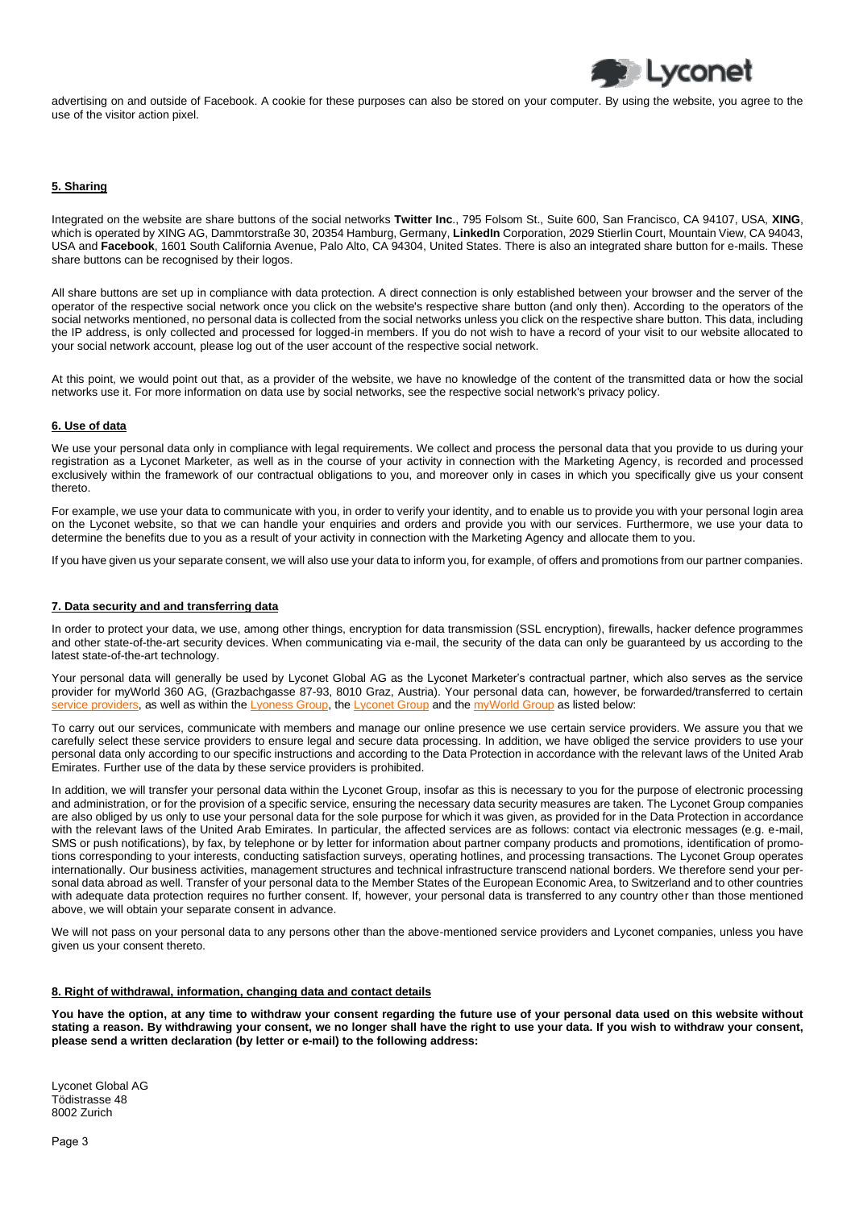advertising on and outside of Facebook. A cookie for these purposes can also be stored on your computer. By using the website, you agree to the use of the visitor action pixel.

## 5. Sharing

Integrated on the website are share buttons of the social networks **Twitter Inc**., 795 Folsom St., Suite 600, San Francisco, CA 94107, USA, **XING**, which is operated by XING AG, Dammtorstraße 30, 20354 Hamburg, Germany, **LinkedIn** Corporation, 2029 Stierlin Court, Mountain View, CA 94043, USA and **Facebook**, 1601 South California Avenue, Palo Alto, CA 94304, United States. There is also an integrated share button for e-mails. These share buttons can be recognised by their logos.

All share buttons are set up in compliance with data protection. A direct connection is only established between your browser and the server of the operator of the respective social network once you click on the website's respective share button (and only then). According to the operators of the social networks mentioned, no personal data is collected from the social networks unless you click on the respective share button. This data, including the IP address, is only collected and processed for logged-in members. If you do not wish to have a record of your visit to our website allocated to your social network account, please log out of the user account of the respective social network.

At this point, we would point out that, as a provider of the website, we have no knowledge of the content of the transmitted data or how the social networks use it. For more information on data use by social networks, see the respective social network's privacy policy.

## 6. Use of data

We use your personal data only in compliance with legal requirements. We collect and process the personal data that you provide to us during your registration as a Lyconet Marketer, as well as in the course of your activity in connection with the Marketing Agency, is recorded and processed exclusively within the framework of our contractual obligations to you, and moreover only in cases in which you specifically give us your consent thereto.

For example, we use your data to communicate with you, in order to verify your identity, and to enable us to provide you with your personal login area on the Lyconet website, so that we can handle your enquiries and orders and provide you with our services. Furthermore, we use your data to determine the benefits due to you as a result of your activity in connection with the Marketing Agency and allocate them to you.

If you have given us your separate consent, we will also use your data to inform you, for example, of offers and promotions from our partner companies.

## 7. Data security and and transferring data

In order to protect your data, we use, among other things, encryption for data transmission (SSL encryption), firewalls, hacker defence programmes and other state-of-the-art security devices. When communicating via e-mail, the security of the data can only be guaranteed by us according to the latest state-of-the-art technology.

Your personal data will generally be used by Lyconet Global AG as the Lyconet Marketer's contractual partner, which also serves as the service provider for myWorld 360 AG, (Grazbachgasse 87-93, 8010 Graz, Austria). Your personal data can, however, be forwarded/transferred to certain service providers, as well as within the Lyoness Group, the Lyconet Group and the myWorld Group as listed below:

To carry out our services, communicate with members and manage our online presence we use certain service providers. We assure you that we carefully select these service providers to ensure legal and secure data processing. In addition, we have obliged the service providers to use your personal data only according to our specific instructions and according to the Data Protection in accordance with the relevant laws of the United Arab Emirates. Further use of the data by these service providers is prohibited.

In addition, we will transfer your personal data within the Lyconet Group, insofar as this is necessary to you for the purpose of electronic processing and administration, or for the provision of a specific service, ensuring the necessary data security measures are taken. The Lyconet Group companies are also obliged by us only to use your personal data for the sole purpose for which it was given, as provided for in the Data Protection in accordance with the relevant laws of the United Arab Emirates. In particular, the affected services are as follows: contact via electronic messages (e.g. e-mail, SMS or push notifications), by fax, by telephone or by letter for information about partner company products and promotions, identification of promotions corresponding to your interests, conducting satisfaction surveys, operating hotlines, and processing transactions. The Lyconet Group operates internationally. Our business activities, management structures and technical infrastructure transcend national borders. We therefore send your personal data abroad as well. Transfer of your personal data to the Member States of the European Economic Area, to Switzerland and to other countries with adequate data protection requires no further consent. If, however, your personal data is transferred to any country other than those mentioned above, we will obtain your separate consent in advance.

We will not pass on your personal data to any persons other than the above-mentioned service providers and Lyconet companies, unless you have given us your consent thereto.

## 8. Right of withdrawal, information, changing data and contact details

**You have the option, at any time to withdraw your consent regarding the future use of your personal data used on this website without stating a reason. By withdrawing your consent, we no longer shall have the right to use your data. If you wish to withdraw your consent, please send a written declaration (by letter or e-mail) to the following address:**

Lyconet Global AG
Tödistrasse 48
8002 Zurich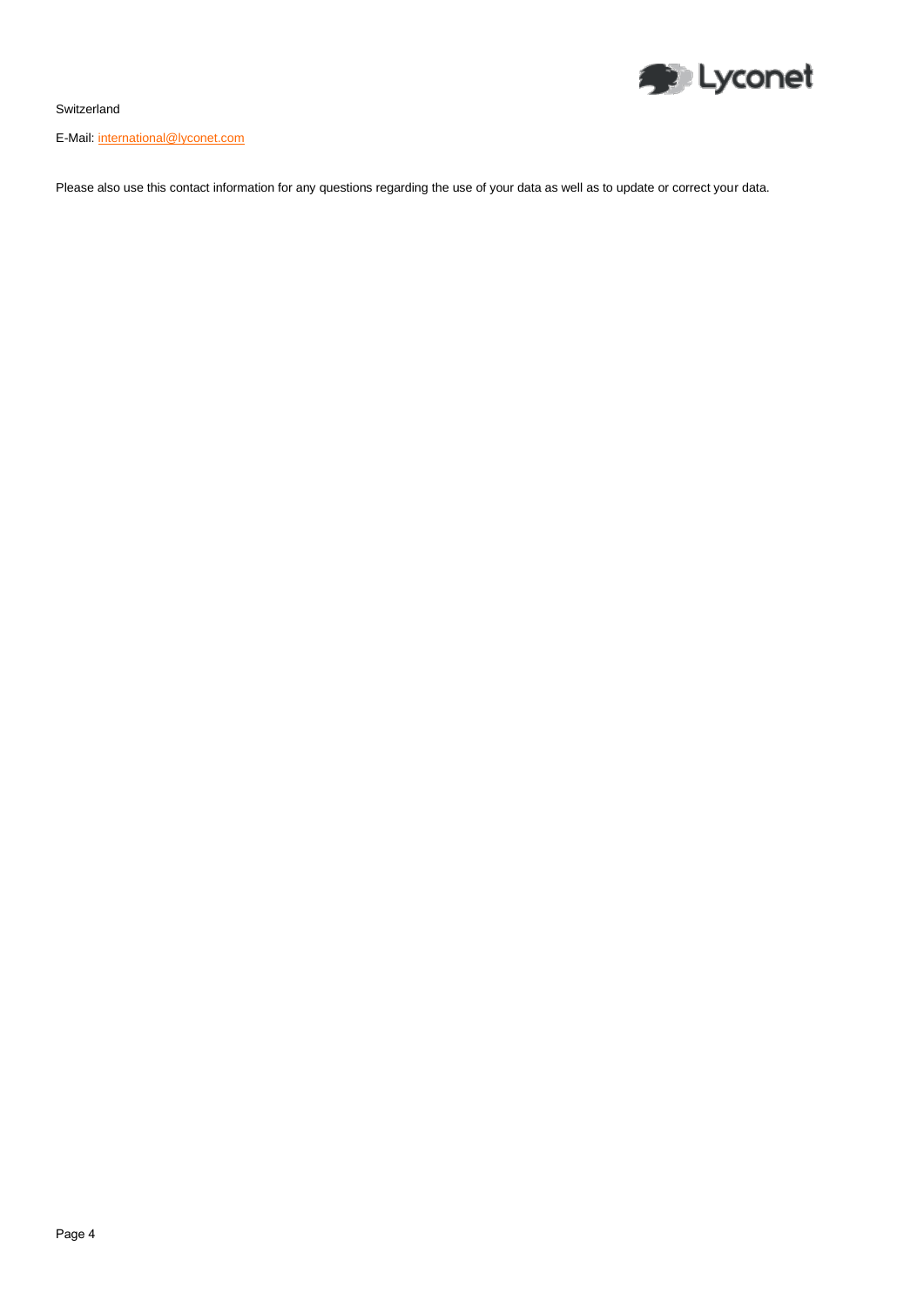Switzerland

E-Mail: international@lyconet.com

Please also use this contact information for any questions regarding the use of your data as well as to update or correct your data.